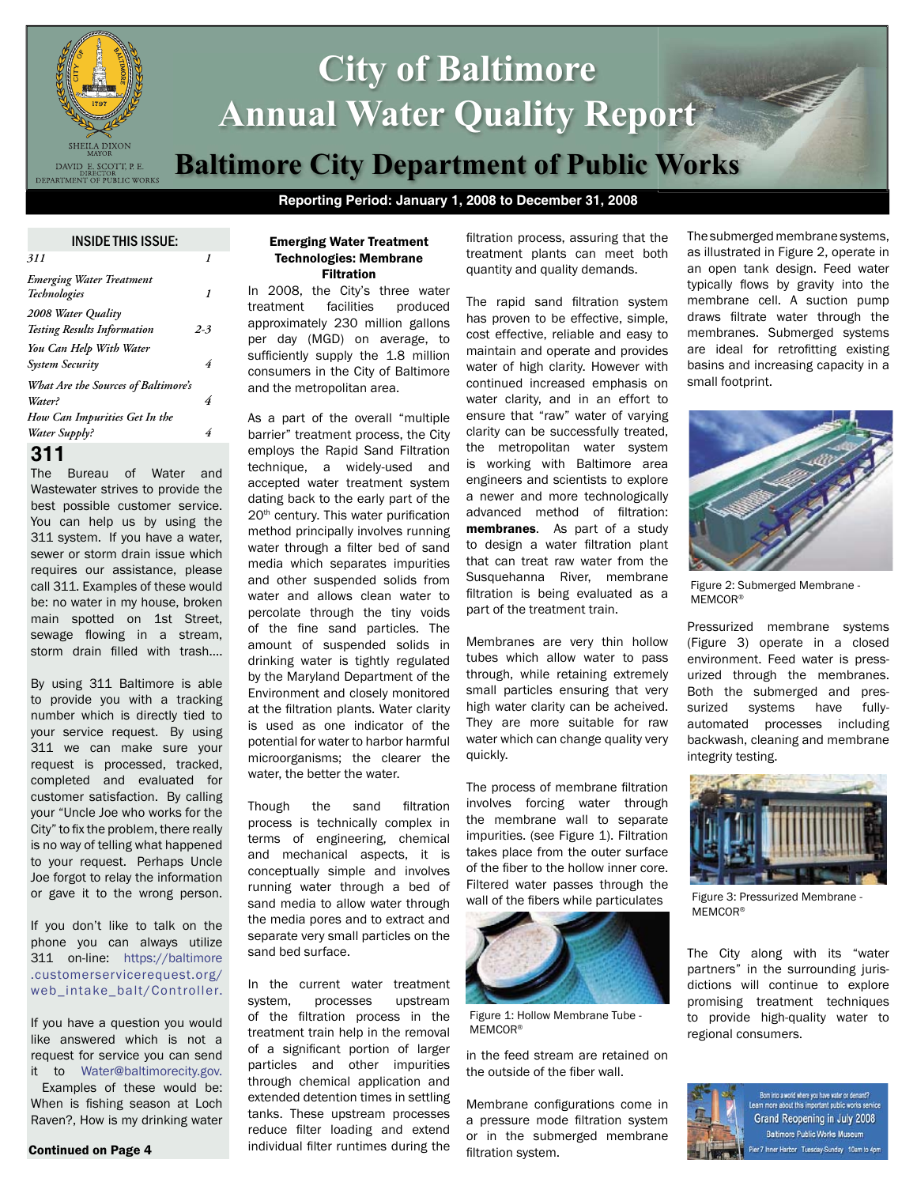# City of Baltimore Annual Water Quality Report

SHEILA DIXON
MAYOR

DAVID E. SCOTT, P.E.
DIRECTOR
DEPARTMENT OF PUBLIC WORKS

## Baltimore City Department of Public Works

**Reporting Period: January 1, 2008 to December 31, 2008**

### INSIDE THIS ISSUE:

| | |
|---|---|
| *311* | *1* |
| *Emerging Water Treatment Technologies* | *1* |
| *2008 Water Quality Testing Results Information* | *2-3* |
| *You Can Help With Water System Security* | *4* |
| *What Are the Sources of Baltimore's Water?* | *4* |
| *How Can Impurities Get In the Water Supply?* | *4* |

## 311

The Bureau of Water and Wastewater strives to provide the best possible customer service. You can help us by using the 311 system. If you have a water, sewer or storm drain issue which requires our assistance, please call 311. Examples of these would be: no water in my house, broken main spotted on 1st Street, sewage flowing in a stream, storm drain filled with trash….

By using 311 Baltimore is able to provide you with a tracking number which is directly tied to your service request. By using 311 we can make sure your request is processed, tracked, completed and evaluated for customer satisfaction. By calling your "Uncle Joe who works for the City" to fix the problem, there really is no way of telling what happened to your request. Perhaps Uncle Joe forgot to relay the information or gave it to the wrong person.

If you don't like to talk on the phone you can always utilize 311 on-line: https://baltimore.customerservicerequest.org/web_intake_balt/Controller.

If you have a question you would like answered which is not a request for service you can send it to Water@baltimorecity.gov. Examples of these would be: When is fishing season at Loch Raven?, How is my drinking water

**Continued on Page 4**

## Emerging Water Treatment Technologies: Membrane Filtration

In 2008, the City's three water treatment facilities produced approximately 230 million gallons per day (MGD) on average, to sufficiently supply the 1.8 million consumers in the City of Baltimore and the metropolitan area.

As a part of the overall "multiple barrier" treatment process, the City employs the Rapid Sand Filtration technique, a widely-used and accepted water treatment system dating back to the early part of the 20th century. This water purification method principally involves running water through a filter bed of sand media which separates impurities and other suspended solids from water and allows clean water to percolate through the tiny voids of the fine sand particles. The amount of suspended solids in drinking water is tightly regulated by the Maryland Department of the Environment and closely monitored at the filtration plants. Water clarity is used as one indicator of the potential for water to harbor harmful microorganisms; the clearer the water, the better the water.

Though the sand filtration process is technically complex in terms of engineering, chemical and mechanical aspects, it is conceptually simple and involves running water through a bed of sand media to allow water through the media pores and to extract and separate very small particles on the sand bed surface.

In the current water treatment system, processes upstream of the filtration process in the treatment train help in the removal of a significant portion of larger particles and other impurities through chemical application and extended detention times in settling tanks. These upstream processes reduce filter loading and extend individual filter runtimes during the filtration process, assuring that the treatment plants can meet both quantity and quality demands.

The rapid sand filtration system has proven to be effective, simple, cost effective, reliable and easy to maintain and operate and provides water of high clarity. However with continued increased emphasis on water clarity, and in an effort to ensure that "raw" water of varying clarity can be successfully treated, the metropolitan water system is working with Baltimore area engineers and scientists to explore a newer and more technologically advanced method of filtration: **membranes**. As part of a study to design a water filtration plant that can treat raw water from the Susquehanna River, membrane filtration is being evaluated as a part of the treatment train.

Membranes are very thin hollow tubes which allow water to pass through, while retaining extremely small particles ensuring that very high water clarity can be acheived. They are more suitable for raw water which can change quality very quickly.

The process of membrane filtration involves forcing water through the membrane wall to separate impurities. (see Figure 1). Filtration takes place from the outer surface of the fiber to the hollow inner core. Filtered water passes through the wall of the fibers while particulates in the feed stream are retained on the outside of the fiber wall.

Figure 1: Hollow Membrane Tube - MEMCOR®

Membrane configurations come in a pressure mode filtration system or in the submerged membrane filtration system.

The submerged membrane systems, as illustrated in Figure 2, operate in an open tank design. Feed water typically flows by gravity into the membrane cell. A suction pump draws filtrate water through the membranes. Submerged systems are ideal for retrofitting existing basins and increasing capacity in a small footprint.

Figure 2: Submerged Membrane - MEMCOR®

Pressurized membrane systems (Figure 3) operate in a closed environment. Feed water is pressurized through the membranes. Both the submerged and pressurized systems have fully-automated processes including backwash, cleaning and membrane integrity testing.

Figure 3: Pressurized Membrane - MEMCOR®

The City along with its "water partners" in the surrounding jurisdictions will continue to explore promising treatment techniques to provide high-quality water to regional consumers.

Born into a world where you have water on demand? Learn more about this important public works service
Grand Reopening in July 2008
Baltimore Public Works Museum
Pier 7 Inner Harbor Tuesday-Sunday 10am to 4pm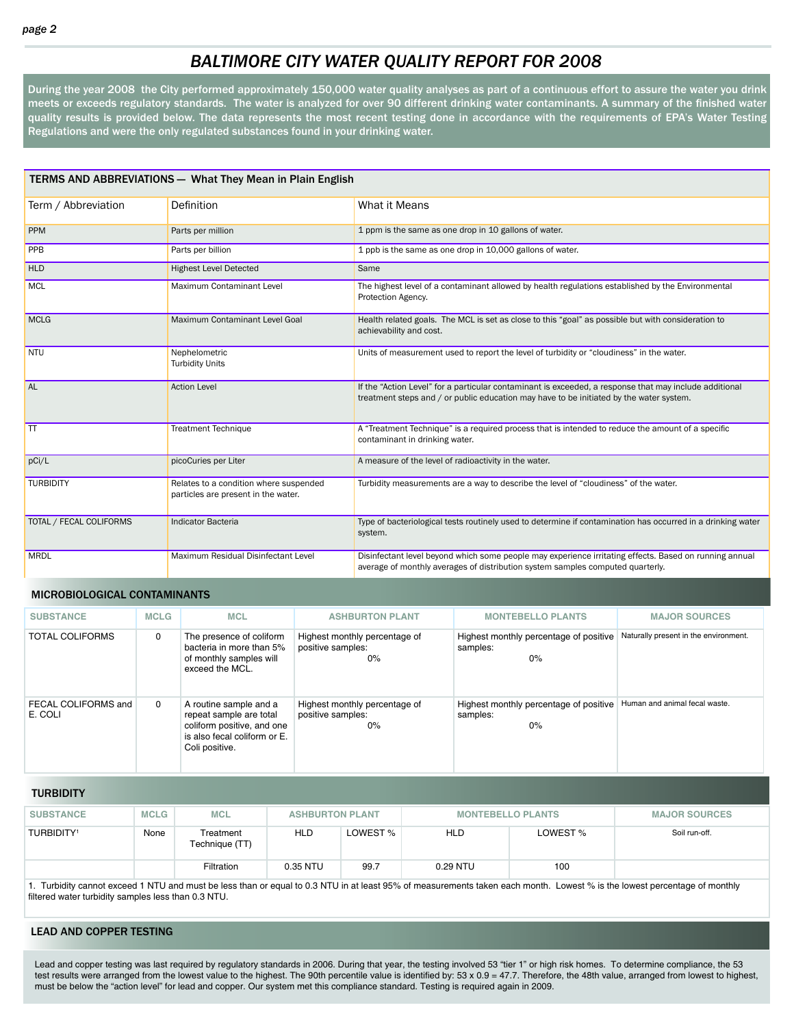# BALTIMORE CITY WATER QUALITY REPORT FOR 2008

**During the year 2008 the City performed approximately 150,000 water quality analyses as part of a continuous effort to assure the water you drink meets or exceeds regulatory standards. The water is analyzed for over 90 different drinking water contaminants. A summary of the finished water quality results is provided below. The data represents the most recent testing done in accordance with the requirements of EPA's Water Testing Regulations and were the only regulated substances found in your drinking water.**

## TERMS AND ABBREVIATIONS — What They Mean in Plain English

| Term / Abbreviation | Definition | What it Means |
|---|---|---|
| PPM | Parts per million | 1 ppm is the same as one drop in 10 gallons of water. |
| PPB | Parts per billion | 1 ppb is the same as one drop in 10,000 gallons of water. |
| HLD | Highest Level Detected | Same |
| MCL | Maximum Contaminant Level | The highest level of a contaminant allowed by health regulations established by the Environmental Protection Agency. |
| MCLG | Maximum Contaminant Level Goal | Health related goals. The MCL is set as close to this "goal" as possible but with consideration to achievability and cost. |
| NTU | Nephelometric Turbidity Units | Units of measurement used to report the level of turbidity or "cloudiness" in the water. |
| AL | Action Level | If the "Action Level" for a particular contaminant is exceeded, a response that may include additional treatment steps and / or public education may have to be initiated by the water system. |
| TT | Treatment Technique | A "Treatment Technique" is a required process that is intended to reduce the amount of a specific contaminant in drinking water. |
| pCi/L | picoCuries per Liter | A measure of the level of radioactivity in the water. |
| TURBIDITY | Relates to a condition where suspended particles are present in the water. | Turbidity measurements are a way to describe the level of "cloudiness" of the water. |
| TOTAL / FECAL COLIFORMS | Indicator Bacteria | Type of bacteriological tests routinely used to determine if contamination has occurred in a drinking water system. |
| MRDL | Maximum Residual Disinfectant Level | Disinfectant level beyond which some people may experience irritating effects. Based on running annual average of monthly averages of distribution system samples computed quarterly. |

## MICROBIOLOGICAL CONTAMINANTS

| SUBSTANCE | MCLG | MCL | ASHBURTON PLANT | MONTEBELLO PLANTS | MAJOR SOURCES |
|---|---|---|---|---|---|
| TOTAL COLIFORMS | 0 | The presence of coliform bacteria in more than 5% of monthly samples will exceed the MCL. | Highest monthly percentage of positive samples: 0% | Highest monthly percentage of positive samples: 0% | Naturally present in the environment. |
| FECAL COLIFORMS and E. COLI | 0 | A routine sample and a repeat sample are total coliform positive, and one is also fecal coliform or E. Coli positive. | Highest monthly percentage of positive samples: 0% | Highest monthly percentage of positive samples: 0% | Human and animal fecal waste. |

## TURBIDITY

| SUBSTANCE | MCLG | MCL | ASHBURTON PLANT | | MONTEBELLO PLANTS | | MAJOR SOURCES |
|---|---|---|---|---|---|---|---|
| TURBIDITY[1] | None | Treatment Technique (TT) | HLD | LOWEST % | HLD | LOWEST % | Soil run-off. |
| | | Filtration | 0.35 NTU | 99.7 | 0.29 NTU | 100 | |

1. Turbidity cannot exceed 1 NTU and must be less than or equal to 0.3 NTU in at least 95% of measurements taken each month. Lowest % is the lowest percentage of monthly filtered water turbidity samples less than 0.3 NTU.

## LEAD AND COPPER TESTING

Lead and copper testing was last required by regulatory standards in 2006. During that year, the testing involved 53 "tier 1" or high risk homes. To determine compliance, the 53 test results were arranged from the lowest value to the highest. The 90th percentile value is identified by: $53 \times 0.9 = 47.7$. Therefore, the 48th value, arranged from lowest to highest, must be below the "action level" for lead and copper. Our system met this compliance standard. Testing is required again in 2009.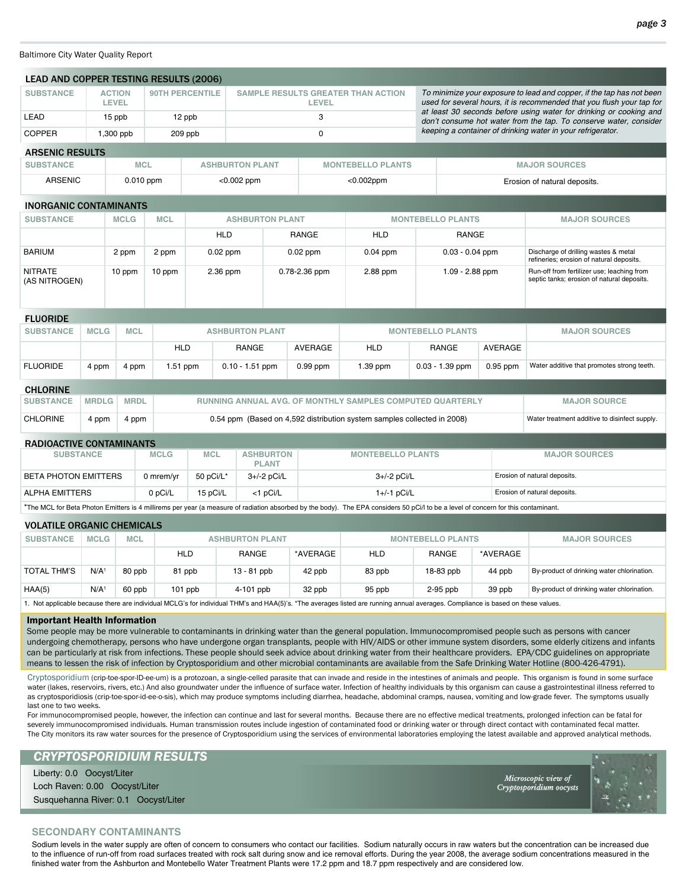Baltimore City Water Quality Report

## LEAD AND COPPER TESTING RESULTS (2006)

| SUBSTANCE | ACTION LEVEL | 90TH PERCENTILE | SAMPLE RESULTS GREATER THAN ACTION LEVEL |
|---|---|---|---|
| LEAD | 15 ppb | 12 ppb | 3 |
| COPPER | 1,300 ppb | 209 ppb | 0 |

*To minimize your exposure to lead and copper, if the tap has not been used for several hours, it is recommended that you flush your tap for at least 30 seconds before using water for drinking or cooking and don't consume hot water from the tap. To conserve water, consider keeping a container of drinking water in your refrigerator.*

## ARSENIC RESULTS

| SUBSTANCE | MCL | ASHBURTON PLANT | MONTEBELLO PLANTS | MAJOR SOURCES |
|---|---|---|---|---|
| ARSENIC | 0.010 ppm | <0.002 ppm | <0.002ppm | Erosion of natural deposits. |

## INORGANIC CONTAMINANTS

| SUBSTANCE | MCLG | MCL | ASHBURTON PLANT | | MONTEBELLO PLANTS | | MAJOR SOURCES |
|---|---|---|---|---|---|---|---|
| | | | HLD | RANGE | HLD | RANGE | |
| BARIUM | 2 ppm | 2 ppm | 0.02 ppm | 0.02 ppm | 0.04 ppm | 0.03 - 0.04 ppm | Discharge of drilling wastes & metal refineries; erosion of natural deposits. |
| NITRATE (AS NITROGEN) | 10 ppm | 10 ppm | 2.36 ppm | 0.78-2.36 ppm | 2.88 ppm | 1.09 - 2.88 ppm | Run-off from fertilizer use; leaching from septic tanks; erosion of natural deposits. |

## FLUORIDE

| SUBSTANCE | MCLG | MCL | ASHBURTON PLANT | | | MONTEBELLO PLANTS | | | MAJOR SOURCES |
|---|---|---|---|---|---|---|---|---|---|
| | | | HLD | RANGE | AVERAGE | HLD | RANGE | AVERAGE | |
| FLUORIDE | 4 ppm | 4 ppm | 1.51 ppm | 0.10 - 1.51 ppm | 0.99 ppm | 1.39 ppm | 0.03 - 1.39 ppm | 0.95 ppm | Water additive that promotes strong teeth. |

## CHLORINE

| SUBSTANCE | MRDLG | MRDL | RUNNING ANNUAL AVG. OF MONTHLY SAMPLES COMPUTED QUARTERLY | MAJOR SOURCE |
|---|---|---|---|---|
| CHLORINE | 4 ppm | 4 ppm | 0.54 ppm (Based on 4,592 distribution system samples collected in 2008) | Water treatment additive to disinfect supply. |

## RADIOACTIVE CONTAMINANTS

| SUBSTANCE | MCLG | MCL | ASHBURTON PLANT | MONTEBELLO PLANTS | MAJOR SOURCES |
|---|---|---|---|---|---|
| BETA PHOTON EMITTERS | 0 mrem/yr | 50 pCi/L* | 3+/-2 pCi/L | 3+/-2 pCi/L | Erosion of natural deposits. |
| ALPHA EMITTERS | 0 pCi/L | 15 pCi/L | <1 pCi/L | 1+/-1 pCi/L | Erosion of natural deposits. |

*The MCL for Beta Photon Emitters is 4 millirems per year (a measure of radiation absorbed by the body). The EPA considers 50 pCi/l to be a level of concern for this contaminant.

## VOLATILE ORGANIC CHEMICALS

| SUBSTANCE | MCLG | MCL | ASHBURTON PLANT | | | MONTEBELLO PLANTS | | | MAJOR SOURCES |
|---|---|---|---|---|---|---|---|---|---|
| | | | HLD | RANGE | *AVERAGE | HLD | RANGE | *AVERAGE | |
| TOTAL THM'S | N/A[1] | 80 ppb | 81 ppb | 13 - 81 ppb | 42 ppb | 83 ppb | 18-83 ppb | 44 ppb | By-product of drinking water chlorination. |
| HAA(5) | N/A[1] | 60 ppb | 101 ppb | 4-101 ppb | 32 ppb | 95 ppb | 2-95 ppb | 39 ppb | By-product of drinking water chlorination. |

1. Not applicable because there are individual MCLG's for individual THM's and HAA(5)'s. *The averages listed are running annual averages. Compliance is based on these values.

### Important Health Information

Some people may be more vulnerable to contaminants in drinking water than the general population. Immunocompromised people such as persons with cancer undergoing chemotherapy, persons who have undergone organ transplants, people with HIV/AIDS or other immune system disorders, some elderly citizens and infants can be particularly at risk from infections. These people should seek advice about drinking water from their healthcare providers. EPA/CDC guidelines on appropriate means to lessen the risk of infection by Cryptosporidium and other microbial contaminants are available from the Safe Drinking Water Hotline (800-426-4791).

Cryptosporidium (crip-toe-spor-ID-ee-um) is a protozoan, a single-celled parasite that can invade and reside in the intestines of animals and people. This organism is found in some surface water (lakes, reservoirs, rivers, etc.) And also groundwater under the influence of surface water. Infection of healthy individuals by this organism can cause a gastrointestinal illness referred to as cryptosporidiosis (crip-toe-spor-id-ee-o-sis), which may produce symptoms including diarrhea, headache, abdominal cramps, nausea, vomiting and low-grade fever. The symptoms usually last one to two weeks.

For immunocompromised people, however, the infection can continue and last for several months. Because there are no effective medical treatments, prolonged infection can be fatal for severely immunocompromised individuals. Human transmission routes include ingestion of contaminated food or drinking water or through direct contact with contaminated fecal matter. The City monitors its raw water sources for the presence of Cryptosporidium using the services of environmental laboratories employing the latest available and approved analytical methods.

## *CRYPTOSPORIDIUM RESULTS*

Liberty: 0.0 Oocyst/Liter
Loch Raven: 0.00 Oocyst/Liter
Susquehanna River: 0.1 Oocyst/Liter

*Microscopic view of Cryptosporidium oocysts*

## SECONDARY CONTAMINANTS

Sodium levels in the water supply are often of concern to consumers who contact our facilities. Sodium naturally occurs in raw waters but the concentration can be increased due to the influence of run-off from road surfaces treated with rock salt during snow and ice removal efforts. During the year 2008, the average sodium concentrations measured in the finished water from the Ashburton and Montebello Water Treatment Plants were 17.2 ppm and 18.7 ppm respectively and are considered low.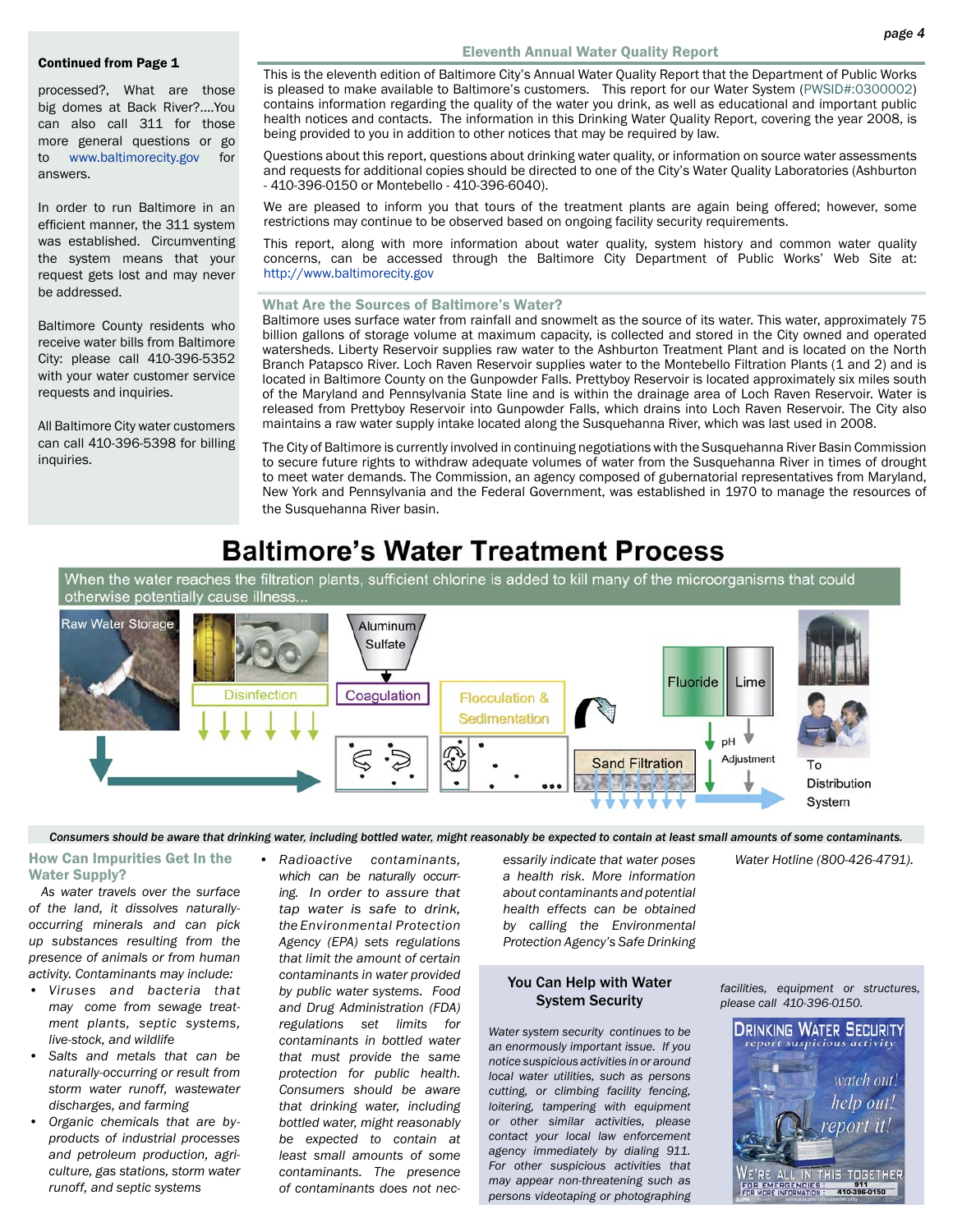**Continued from Page 1**

processed?, What are those big domes at Back River?....You can also call 311 for those more general questions or go to www.baltimorecity.gov for answers.

In order to run Baltimore in an efficient manner, the 311 system was established. Circumventing the system means that your request gets lost and may never be addressed.

Baltimore County residents who receive water bills from Baltimore City: please call 410-396-5352 with your water customer service requests and inquiries.

All Baltimore City water customers can call 410-396-5398 for billing inquiries.

## Eleventh Annual Water Quality Report

This is the eleventh edition of Baltimore City's Annual Water Quality Report that the Department of Public Works is pleased to make available to Baltimore's customers. This report for our Water System (PWSID#:0300002) contains information regarding the quality of the water you drink, as well as educational and important public health notices and contacts. The information in this Drinking Water Quality Report, covering the year 2008, is being provided to you in addition to other notices that may be required by law.

Questions about this report, questions about drinking water quality, or information on source water assessments and requests for additional copies should be directed to one of the City's Water Quality Laboratories (Ashburton - 410-396-0150 or Montebello - 410-396-6040).

We are pleased to inform you that tours of the treatment plants are again being offered; however, some restrictions may continue to be observed based on ongoing facility security requirements.

This report, along with more information about water quality, system history and common water quality concerns, can be accessed through the Baltimore City Department of Public Works' Web Site at: http://www.baltimorecity.gov

### What Are the Sources of Baltimore's Water?

Baltimore uses surface water from rainfall and snowmelt as the source of its water. This water, approximately 75 billion gallons of storage volume at maximum capacity, is collected and stored in the City owned and operated watersheds. Liberty Reservoir supplies raw water to the Ashburton Treatment Plant and is located on the North Branch Patapsco River. Loch Raven Reservoir supplies water to the Montebello Filtration Plants (1 and 2) and is located in Baltimore County on the Gunpowder Falls. Prettyboy Reservoir is located approximately six miles south of the Maryland and Pennsylvania State line and is within the drainage area of Loch Raven Reservoir. Water is released from Prettyboy Reservoir into Gunpowder Falls, which drains into Loch Raven Reservoir. The City also maintains a raw water supply intake located along the Susquehanna River, which was last used in 2008.

The City of Baltimore is currently involved in continuing negotiations with the Susquehanna River Basin Commission to secure future rights to withdraw adequate volumes of water from the Susquehanna River in times of drought to meet water demands. The Commission, an agency composed of gubernatorial representatives from Maryland, New York and Pennsylvania and the Federal Government, was established in 1970 to manage the resources of the Susquehanna River basin.

## Baltimore's Water Treatment Process

When the water reaches the filtration plants, sufficient chlorine is added to kill many of the microorganisms that could otherwise potentially cause illness...

Raw Water Storage
Disinfection
Aluminum Sulfate
Coagulation
Flocculation & Sedimentation
Sand Filtration
Fluoride
Lime
pH Adjustment
To Distribution System

*Consumers should be aware that drinking water, including bottled water, might reasonably be expected to contain at least small amounts of some contaminants.*

### How Can Impurities Get In the Water Supply?

*As water travels over the surface of the land, it dissolves naturally-occurring minerals and can pick up substances resulting from the presence of animals or from human activity. Contaminants may include:*

- *Viruses and bacteria that may come from sewage treatment plants, septic systems, live-stock, and wildlife*
- *Salts and metals that can be naturally-occurring or result from storm water runoff, wastewater discharges, and farming*
- *Organic chemicals that are by-products of industrial processes and petroleum production, agriculture, gas stations, storm water runoff, and septic systems*
- *Radioactive contaminants, which can be naturally occurring. In order to assure that tap water is safe to drink, the Environmental Protection Agency (EPA) sets regulations that limit the amount of certain contaminants in water provided by public water systems. Food and Drug Administration (FDA) regulations set limits for contaminants in bottled water that must provide the same protection for public health. Consumers should be aware that drinking water, including bottled water, might reasonably be expected to contain at least small amounts of some contaminants. The presence of contaminants does not necessarily indicate that water poses a health risk. More information about contaminants and potential health effects can be obtained by calling the Environmental Protection Agency's Safe Drinking Water Hotline (800-426-4791).*

### You Can Help with Water System Security

*Water system security continues to be an enormously important issue. If you notice suspicious activities in or around local water utilities, such as persons cutting, or climbing facility fencing, loitering, tampering with equipment or other similar activities, please contact your local law enforcement agency immediately by dialing 911. For other suspicious activities that may appear non-threatening such as persons videotaping or photographing facilities, equipment or structures, please call 410-396-0150.*

DRINKING WATER SECURITY
report suspicious activity
watch out! help out! report it!
WE'RE ALL IN THIS TOGETHER
FOR EMERGENCIES: 911
FOR MORE INFORMATION: 410-396-0150